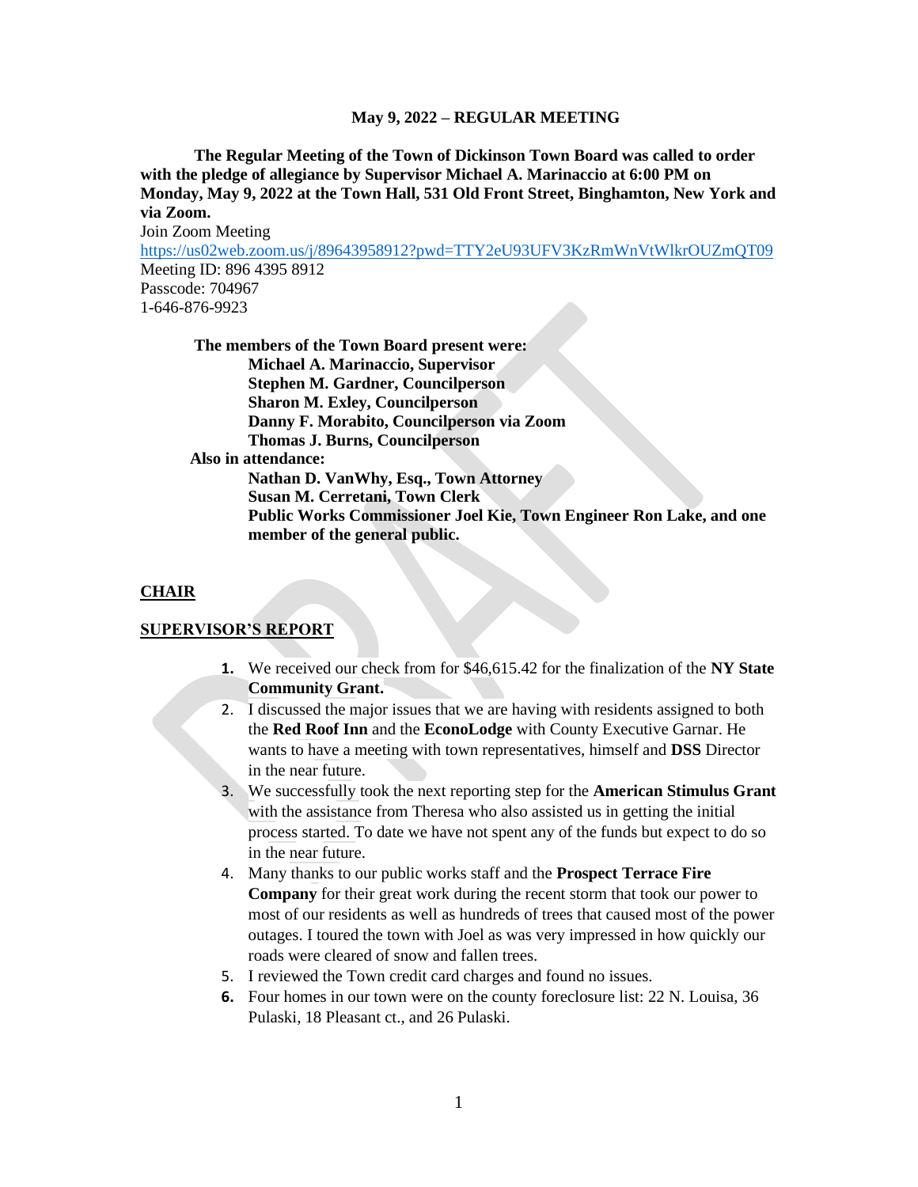**May 9, 2022 – REGULAR MEETING**

**The Regular Meeting of the Town of Dickinson Town Board was called to order with the pledge of allegiance by Supervisor Michael A. Marinaccio at 6:00 PM on Monday, May 9, 2022 at the Town Hall, 531 Old Front Street, Binghamton, New York and via Zoom.**

Join Zoom Meeting
https://us02web.zoom.us/j/89643958912?pwd=TTY2eU93UFV3KzRmWnVtWlkrOUZmQT09
Meeting ID: 896 4395 8912
Passcode: 704967
1-646-876-9923

**The members of the Town Board present were:**
**Michael A. Marinaccio, Supervisor**
**Stephen M. Gardner, Councilperson**
**Sharon M. Exley, Councilperson**
**Danny F. Morabito, Councilperson via Zoom**
**Thomas J. Burns, Councilperson**

**Also in attendance:**
**Nathan D. VanWhy, Esq., Town Attorney**
**Susan M. Cerretani, Town Clerk**
**Public Works Commissioner Joel Kie, Town Engineer Ron Lake, and one member of the general public.**

**CHAIR**

**SUPERVISOR'S REPORT**

1. We received our check from for $46,615.42 for the finalization of the **NY State Community Grant.**
2. I discussed the major issues that we are having with residents assigned to both the **Red Roof Inn** and the **EconoLodge** with County Executive Garnar. He wants to have a meeting with town representatives, himself and **DSS** Director in the near future.
3. We successfully took the next reporting step for the **American Stimulus Grant** with the assistance from Theresa who also assisted us in getting the initial process started. To date we have not spent any of the funds but expect to do so in the near future.
4. Many thanks to our public works staff and the **Prospect Terrace Fire Company** for their great work during the recent storm that took our power to most of our residents as well as hundreds of trees that caused most of the power outages. I toured the town with Joel as was very impressed in how quickly our roads were cleared of snow and fallen trees.
5. I reviewed the Town credit card charges and found no issues.
6. Four homes in our town were on the county foreclosure list: 22 N. Louisa, 36 Pulaski, 18 Pleasant ct., and 26 Pulaski.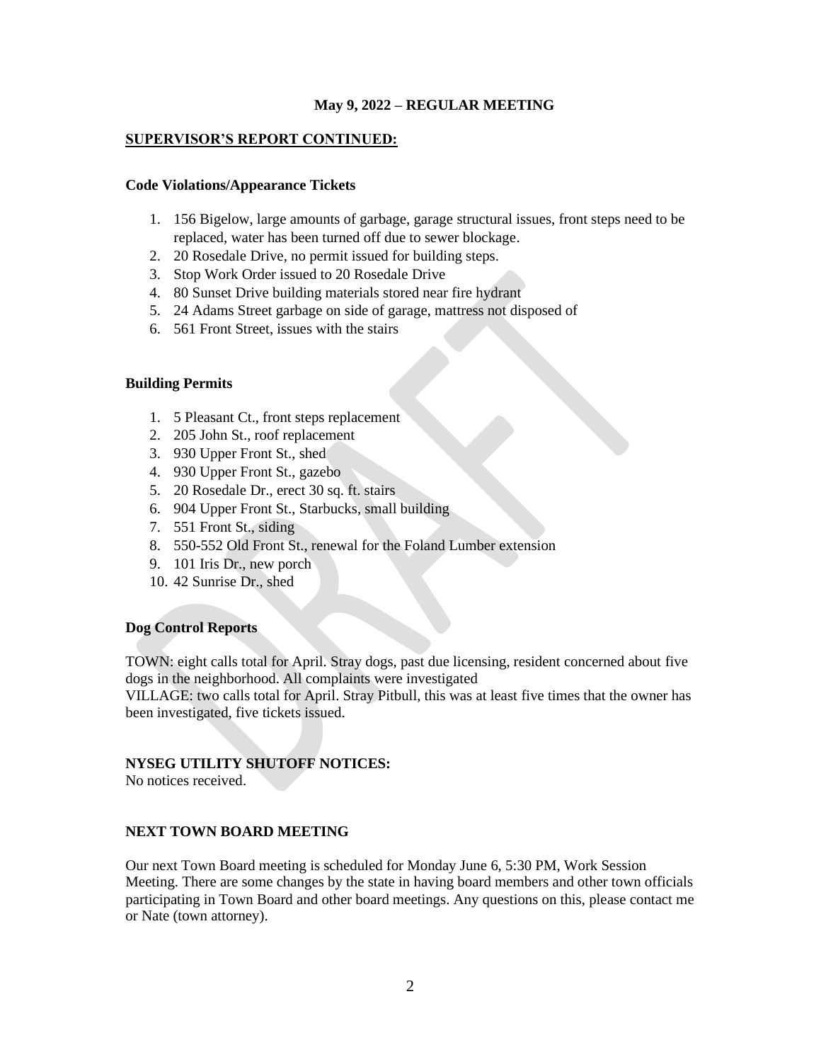**May 9, 2022 – REGULAR MEETING**

## SUPERVISOR'S REPORT CONTINUED:

### Code Violations/Appearance Tickets

1. 156 Bigelow, large amounts of garbage, garage structural issues, front steps need to be replaced, water has been turned off due to sewer blockage.
2. 20 Rosedale Drive, no permit issued for building steps.
3. Stop Work Order issued to 20 Rosedale Drive
4. 80 Sunset Drive building materials stored near fire hydrant
5. 24 Adams Street garbage on side of garage, mattress not disposed of
6. 561 Front Street, issues with the stairs

### Building Permits

1. 5 Pleasant Ct., front steps replacement
2. 205 John St., roof replacement
3. 930 Upper Front St., shed
4. 930 Upper Front St., gazebo
5. 20 Rosedale Dr., erect 30 sq. ft. stairs
6. 904 Upper Front St., Starbucks, small building
7. 551 Front St., siding
8. 550-552 Old Front St., renewal for the Foland Lumber extension
9. 101 Iris Dr., new porch
10. 42 Sunrise Dr., shed

### Dog Control Reports

TOWN: eight calls total for April. Stray dogs, past due licensing, resident concerned about five dogs in the neighborhood. All complaints were investigated
VILLAGE: two calls total for April. Stray Pitbull, this was at least five times that the owner has been investigated, five tickets issued.

### NYSEG UTILITY SHUTOFF NOTICES:

No notices received.

### NEXT TOWN BOARD MEETING

Our next Town Board meeting is scheduled for Monday June 6, 5:30 PM, Work Session Meeting. There are some changes by the state in having board members and other town officials participating in Town Board and other board meetings. Any questions on this, please contact me or Nate (town attorney).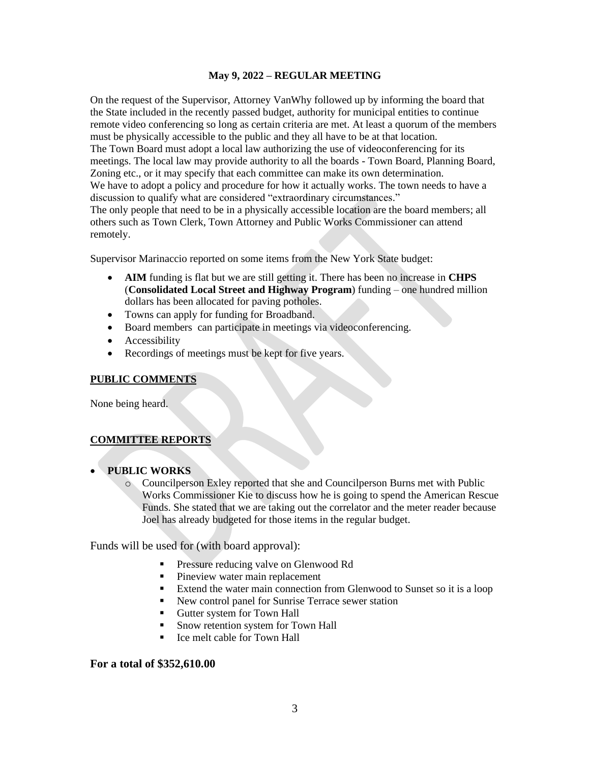**May 9, 2022 – REGULAR MEETING**

On the request of the Supervisor, Attorney VanWhy followed up by informing the board that the State included in the recently passed budget, authority for municipal entities to continue remote video conferencing so long as certain criteria are met. At least a quorum of the members must be physically accessible to the public and they all have to be at that location.
The Town Board must adopt a local law authorizing the use of videoconferencing for its meetings. The local law may provide authority to all the boards - Town Board, Planning Board, Zoning etc., or it may specify that each committee can make its own determination.
We have to adopt a policy and procedure for how it actually works. The town needs to have a discussion to qualify what are considered "extraordinary circumstances."
The only people that need to be in a physically accessible location are the board members; all others such as Town Clerk, Town Attorney and Public Works Commissioner can attend remotely.

Supervisor Marinaccio reported on some items from the New York State budget:

- **AIM** funding is flat but we are still getting it. There has been no increase in **CHPS** (**Consolidated Local Street and Highway Program**) funding – one hundred million dollars has been allocated for paving potholes.
- Towns can apply for funding for Broadband.
- Board members can participate in meetings via videoconferencing.
- Accessibility
- Recordings of meetings must be kept for five years.

**PUBLIC COMMENTS**

None being heard.

**COMMITTEE REPORTS**

- **PUBLIC WORKS**
  - Councilperson Exley reported that she and Councilperson Burns met with Public Works Commissioner Kie to discuss how he is going to spend the American Rescue Funds. She stated that we are taking out the correlator and the meter reader because Joel has already budgeted for those items in the regular budget.

Funds will be used for (with board approval):

- Pressure reducing valve on Glenwood Rd
- Pineview water main replacement
- Extend the water main connection from Glenwood to Sunset so it is a loop
- New control panel for Sunrise Terrace sewer station
- Gutter system for Town Hall
- Snow retention system for Town Hall
- Ice melt cable for Town Hall

**For a total of $352,610.00**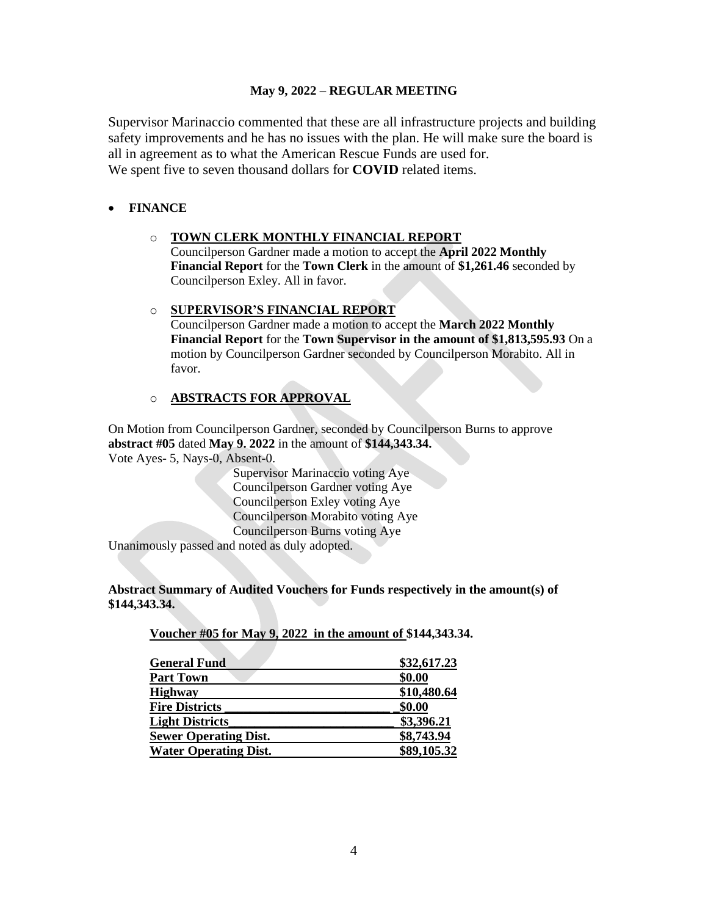**May 9, 2022 – REGULAR MEETING**

Supervisor Marinaccio commented that these are all infrastructure projects and building safety improvements and he has no issues with the plan. He will make sure the board is all in agreement as to what the American Rescue Funds are used for.
We spent five to seven thousand dollars for **COVID** related items.

- **FINANCE**

  - **TOWN CLERK MONTHLY FINANCIAL REPORT**
    Councilperson Gardner made a motion to accept the **April 2022 Monthly Financial Report** for the **Town Clerk** in the amount of **$1,261.46** seconded by Councilperson Exley. All in favor.

  - **SUPERVISOR'S FINANCIAL REPORT**
    Councilperson Gardner made a motion to accept the **March 2022 Monthly Financial Report** for the **Town Supervisor in the amount of $1,813,595.93** On a motion by Councilperson Gardner seconded by Councilperson Morabito. All in favor.

  - **ABSTRACTS FOR APPROVAL**

On Motion from Councilperson Gardner, seconded by Councilperson Burns to approve **abstract #05** dated **May 9. 2022** in the amount of **$144,343.34.**
Vote Ayes- 5, Nays-0, Absent-0.

Supervisor Marinaccio voting Aye
Councilperson Gardner voting Aye
Councilperson Exley voting Aye
Councilperson Morabito voting Aye
Councilperson Burns voting Aye

Unanimously passed and noted as duly adopted.

**Abstract Summary of Audited Vouchers for Funds respectively in the amount(s) of $144,343.34.**

**Voucher #05 for May 9, 2022 in the amount of $144,343.34.**

| | |
|---|---|
| **General Fund** | **$32,617.23** |
| **Part Town** | **$0.00** |
| **Highway** | **$10,480.64** |
| **Fire Districts** | **$0.00** |
| **Light Districts** | **$3,396.21** |
| **Sewer Operating Dist.** | **$8,743.94** |
| **Water Operating Dist.** | **$89,105.32** |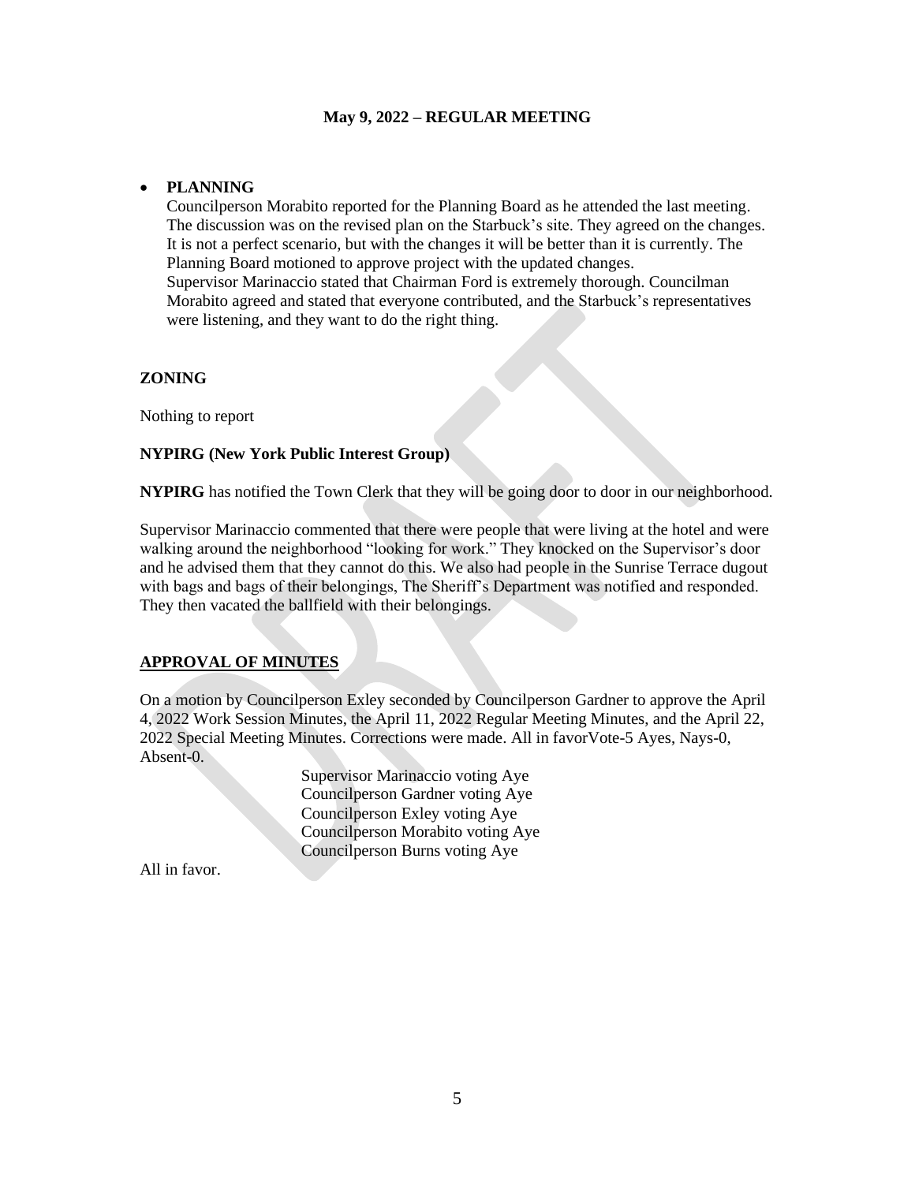**May 9, 2022 – REGULAR MEETING**

- **PLANNING**

  Councilperson Morabito reported for the Planning Board as he attended the last meeting. The discussion was on the revised plan on the Starbuck's site. They agreed on the changes. It is not a perfect scenario, but with the changes it will be better than it is currently. The Planning Board motioned to approve project with the updated changes.
  Supervisor Marinaccio stated that Chairman Ford is extremely thorough. Councilman Morabito agreed and stated that everyone contributed, and the Starbuck's representatives were listening, and they want to do the right thing.

**ZONING**

Nothing to report

**NYPIRG (New York Public Interest Group)**

**NYPIRG** has notified the Town Clerk that they will be going door to door in our neighborhood.

Supervisor Marinaccio commented that there were people that were living at the hotel and were walking around the neighborhood "looking for work." They knocked on the Supervisor's door and he advised them that they cannot do this. We also had people in the Sunrise Terrace dugout with bags and bags of their belongings, The Sheriff's Department was notified and responded. They then vacated the ballfield with their belongings.

**APPROVAL OF MINUTES**

On a motion by Councilperson Exley seconded by Councilperson Gardner to approve the April 4, 2022 Work Session Minutes, the April 11, 2022 Regular Meeting Minutes, and the April 22, 2022 Special Meeting Minutes. Corrections were made. All in favorVote-5 Ayes, Nays-0, Absent-0.

Supervisor Marinaccio voting Aye
Councilperson Gardner voting Aye
Councilperson Exley voting Aye
Councilperson Morabito voting Aye
Councilperson Burns voting Aye

All in favor.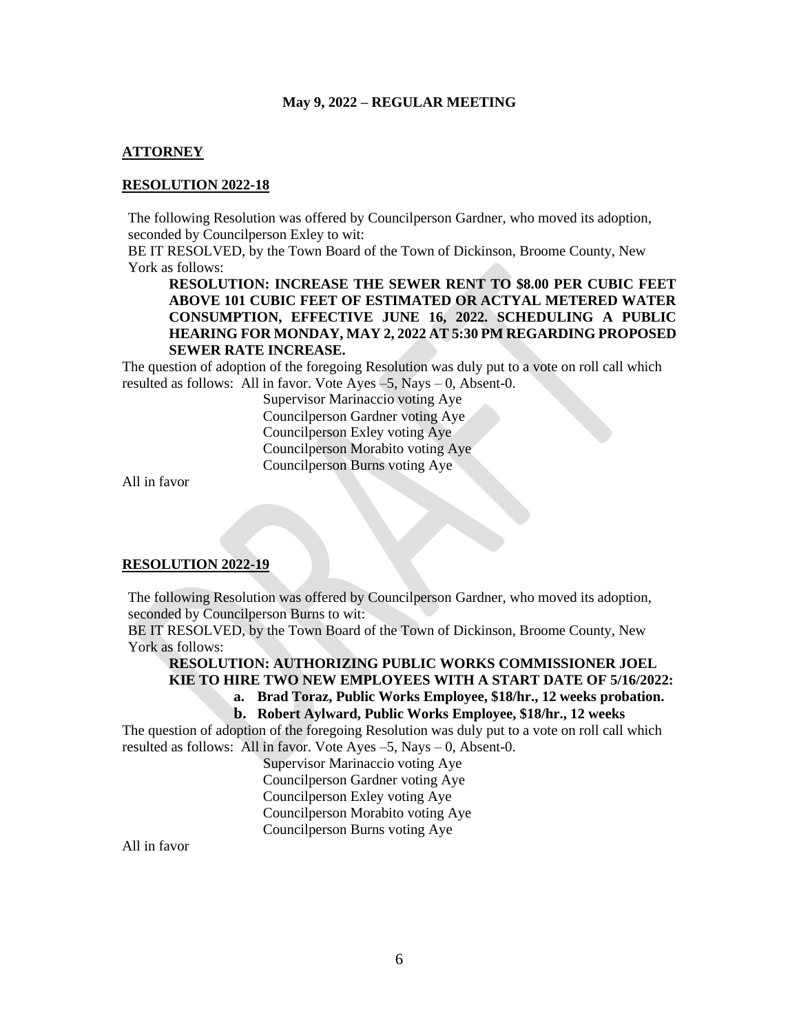**May 9, 2022 – REGULAR MEETING**

**ATTORNEY**

**RESOLUTION 2022-18**

The following Resolution was offered by Councilperson Gardner, who moved its adoption, seconded by Councilperson Exley to wit:

BE IT RESOLVED, by the Town Board of the Town of Dickinson, Broome County, New York as follows:

> **RESOLUTION: INCREASE THE SEWER RENT TO $8.00 PER CUBIC FEET ABOVE 101 CUBIC FEET OF ESTIMATED OR ACTYAL METERED WATER CONSUMPTION, EFFECTIVE JUNE 16, 2022. SCHEDULING A PUBLIC HEARING FOR MONDAY, MAY 2, 2022 AT 5:30 PM REGARDING PROPOSED SEWER RATE INCREASE.**

The question of adoption of the foregoing Resolution was duly put to a vote on roll call which resulted as follows: All in favor. Vote Ayes –5, Nays – 0, Absent-0.

Supervisor Marinaccio voting Aye
Councilperson Gardner voting Aye
Councilperson Exley voting Aye
Councilperson Morabito voting Aye
Councilperson Burns voting Aye

All in favor

**RESOLUTION 2022-19**

The following Resolution was offered by Councilperson Gardner, who moved its adoption, seconded by Councilperson Burns to wit:

BE IT RESOLVED, by the Town Board of the Town of Dickinson, Broome County, New York as follows:

> **RESOLUTION: AUTHORIZING PUBLIC WORKS COMMISSIONER JOEL KIE TO HIRE TWO NEW EMPLOYEES WITH A START DATE OF 5/16/2022:**
>
> **a. Brad Toraz, Public Works Employee, $18/hr., 12 weeks probation.**
>
> **b. Robert Aylward, Public Works Employee, $18/hr., 12 weeks**

The question of adoption of the foregoing Resolution was duly put to a vote on roll call which resulted as follows: All in favor. Vote Ayes –5, Nays – 0, Absent-0.

Supervisor Marinaccio voting Aye
Councilperson Gardner voting Aye
Councilperson Exley voting Aye
Councilperson Morabito voting Aye
Councilperson Burns voting Aye

All in favor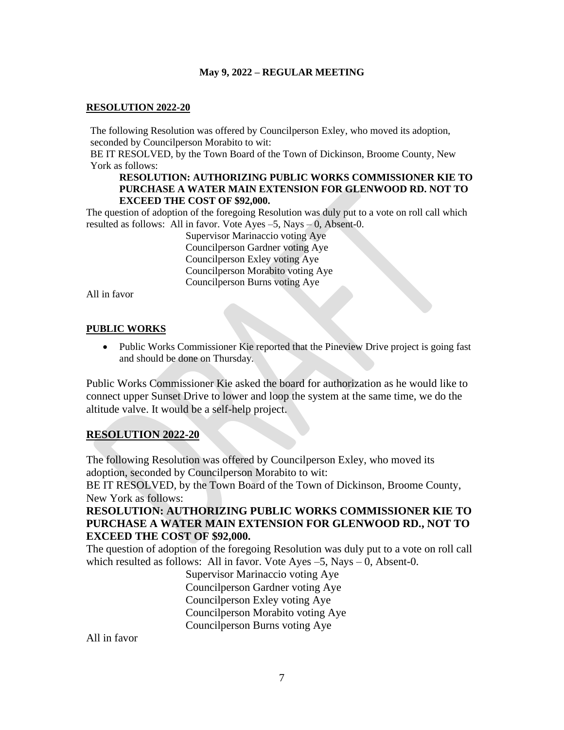**May 9, 2022 – REGULAR MEETING**

**RESOLUTION 2022-20**

The following Resolution was offered by Councilperson Exley, who moved its adoption, seconded by Councilperson Morabito to wit:

BE IT RESOLVED, by the Town Board of the Town of Dickinson, Broome County, New York as follows:

**RESOLUTION: AUTHORIZING PUBLIC WORKS COMMISSIONER KIE TO PURCHASE A WATER MAIN EXTENSION FOR GLENWOOD RD. NOT TO EXCEED THE COST OF $92,000.**

The question of adoption of the foregoing Resolution was duly put to a vote on roll call which resulted as follows: All in favor. Vote Ayes –5, Nays – 0, Absent-0.

Supervisor Marinaccio voting Aye
Councilperson Gardner voting Aye
Councilperson Exley voting Aye
Councilperson Morabito voting Aye
Councilperson Burns voting Aye

All in favor

**PUBLIC WORKS**

- Public Works Commissioner Kie reported that the Pineview Drive project is going fast and should be done on Thursday.

Public Works Commissioner Kie asked the board for authorization as he would like to connect upper Sunset Drive to lower and loop the system at the same time, we do the altitude valve. It would be a self-help project.

**RESOLUTION 2022-20**

The following Resolution was offered by Councilperson Exley, who moved its adoption, seconded by Councilperson Morabito to wit:

BE IT RESOLVED, by the Town Board of the Town of Dickinson, Broome County, New York as follows:

**RESOLUTION: AUTHORIZING PUBLIC WORKS COMMISSIONER KIE TO PURCHASE A WATER MAIN EXTENSION FOR GLENWOOD RD., NOT TO EXCEED THE COST OF $92,000.**

The question of adoption of the foregoing Resolution was duly put to a vote on roll call which resulted as follows: All in favor. Vote Ayes –5, Nays – 0, Absent-0.

Supervisor Marinaccio voting Aye
Councilperson Gardner voting Aye
Councilperson Exley voting Aye
Councilperson Morabito voting Aye
Councilperson Burns voting Aye

All in favor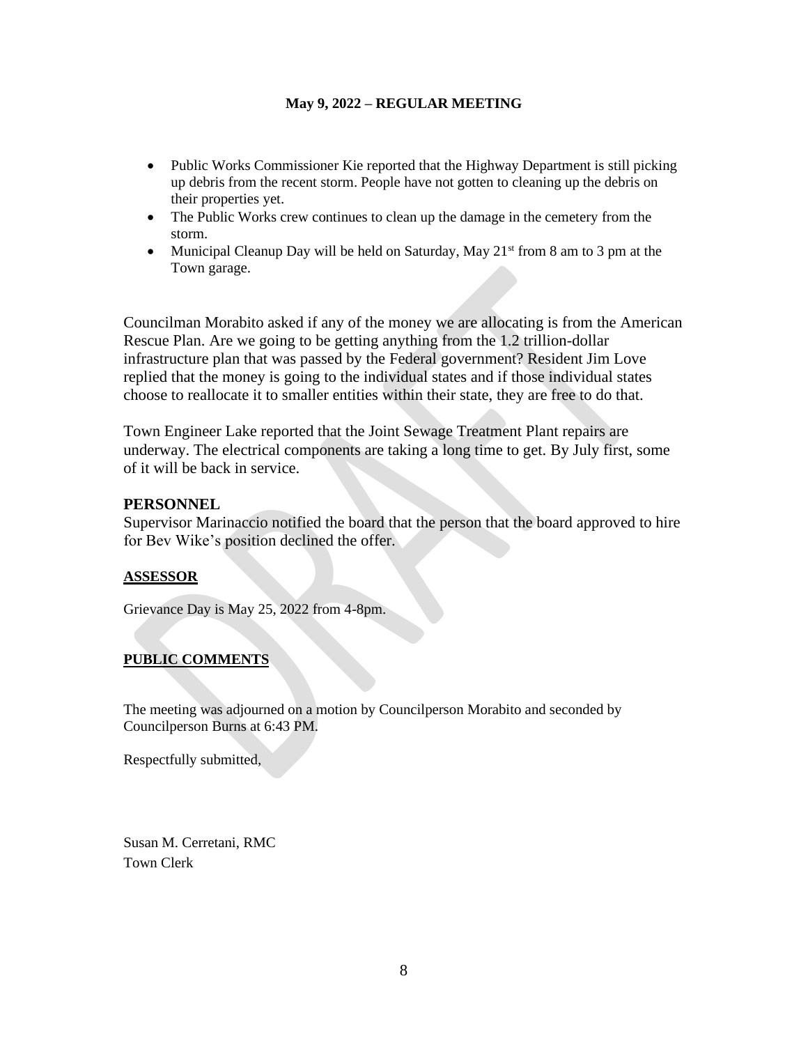**May 9, 2022 – REGULAR MEETING**

- Public Works Commissioner Kie reported that the Highway Department is still picking up debris from the recent storm. People have not gotten to cleaning up the debris on their properties yet.
- The Public Works crew continues to clean up the damage in the cemetery from the storm.
- Municipal Cleanup Day will be held on Saturday, May 21st from 8 am to 3 pm at the Town garage.

Councilman Morabito asked if any of the money we are allocating is from the American Rescue Plan. Are we going to be getting anything from the 1.2 trillion-dollar infrastructure plan that was passed by the Federal government? Resident Jim Love replied that the money is going to the individual states and if those individual states choose to reallocate it to smaller entities within their state, they are free to do that.

Town Engineer Lake reported that the Joint Sewage Treatment Plant repairs are underway. The electrical components are taking a long time to get. By July first, some of it will be back in service.

**PERSONNEL**

Supervisor Marinaccio notified the board that the person that the board approved to hire for Bev Wike's position declined the offer.

**ASSESSOR**

Grievance Day is May 25, 2022 from 4-8pm.

**PUBLIC COMMENTS**

The meeting was adjourned on a motion by Councilperson Morabito and seconded by Councilperson Burns at 6:43 PM.

Respectfully submitted,

Susan M. Cerretani, RMC
Town Clerk